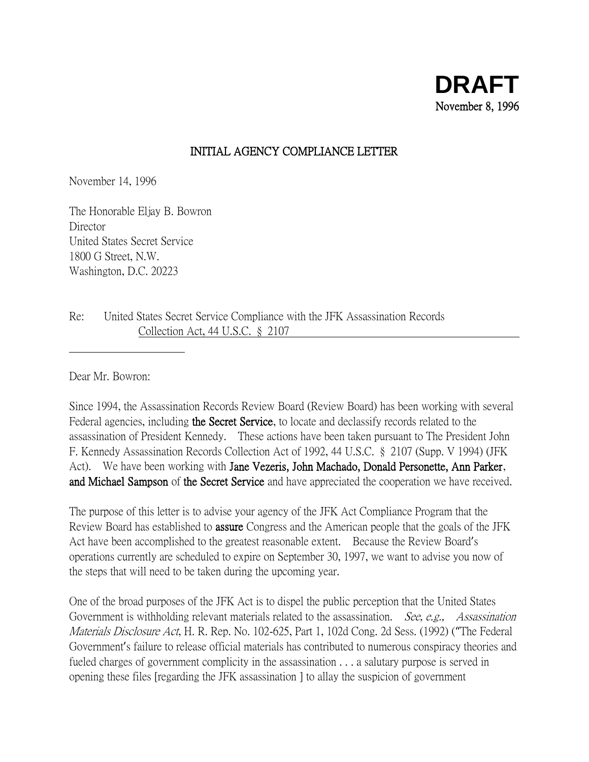**DRAFT**
November 8, 1996

**INITIAL AGENCY COMPLIANCE LETTER**

November 14, 1996

The Honorable Eljay B. Bowron
Director
United States Secret Service
1800 G Street, N.W.
Washington, D.C. 20223

Re: United States Secret Service Compliance with the JFK Assassination Records Collection Act, 44 U.S.C. § 2107

---

Dear Mr. Bowron:

Since 1994, the Assassination Records Review Board (Review Board) has been working with several Federal agencies, including **the Secret Service**, to locate and declassify records related to the assassination of President Kennedy. These actions have been taken pursuant to The President John F. Kennedy Assassination Records Collection Act of 1992, 44 U.S.C. § 2107 (Supp. V 1994) (JFK Act). We have been working with **Jane Vezeris, John Machado, Donald Personette, Ann Parker, and Michael Sampson** of **the Secret Service** and have appreciated the cooperation we have received.

The purpose of this letter is to advise your agency of the JFK Act Compliance Program that the Review Board has established to **assure** Congress and the American people that the goals of the JFK Act have been accomplished to the greatest reasonable extent. Because the Review Board's operations currently are scheduled to expire on September 30, 1997, we want to advise you now of the steps that will need to be taken during the upcoming year.

One of the broad purposes of the JFK Act is to dispel the public perception that the United States Government is withholding relevant materials related to the assassination. *See, e.g., Assassination Materials Disclosure Act*, H. R. Rep. No. 102-625, Part 1, 102d Cong. 2d Sess. (1992) ("The Federal Government's failure to release official materials has contributed to numerous conspiracy theories and fueled charges of government complicity in the assassination . . . a salutary purpose is served in opening these files [regarding the JFK assassination ] to allay the suspicion of government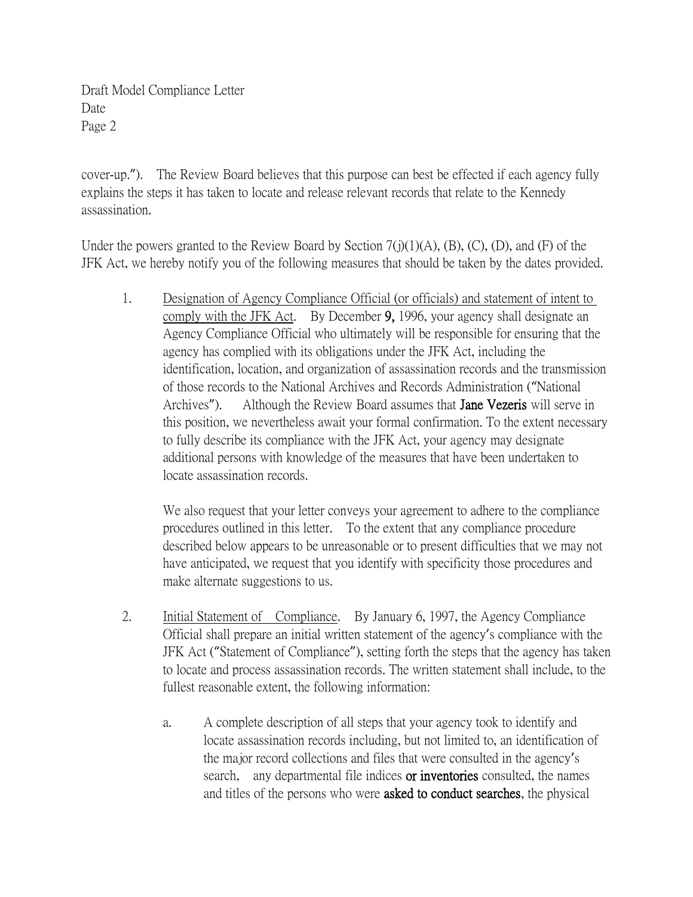cover-up."). The Review Board believes that this purpose can best be effected if each agency fully explains the steps it has taken to locate and release relevant records that relate to the Kennedy assassination.

Under the powers granted to the Review Board by Section 7(j)(1)(A), (B), (C), (D), and (F) of the JFK Act, we hereby notify you of the following measures that should be taken by the dates provided.

1. Designation of Agency Compliance Official (or officials) and statement of intent to comply with the JFK Act. By December **9**, 1996, your agency shall designate an Agency Compliance Official who ultimately will be responsible for ensuring that the agency has complied with its obligations under the JFK Act, including the identification, location, and organization of assassination records and the transmission of those records to the National Archives and Records Administration ("National Archives"). Although the Review Board assumes that **Jane Vezeris** will serve in this position, we nevertheless await your formal confirmation. To the extent necessary to fully describe its compliance with the JFK Act, your agency may designate additional persons with knowledge of the measures that have been undertaken to locate assassination records.

   We also request that your letter conveys your agreement to adhere to the compliance procedures outlined in this letter. To the extent that any compliance procedure described below appears to be unreasonable or to present difficulties that we may not have anticipated, we request that you identify with specificity those procedures and make alternate suggestions to us.

2. Initial Statement of Compliance. By January 6, 1997, the Agency Compliance Official shall prepare an initial written statement of the agency's compliance with the JFK Act ("Statement of Compliance"), setting forth the steps that the agency has taken to locate and process assassination records. The written statement shall include, to the fullest reasonable extent, the following information:

   a. A complete description of all steps that your agency took to identify and locate assassination records including, but not limited to, an identification of the major record collections and files that were consulted in the agency's search, any departmental file indices **or inventories** consulted, the names and titles of the persons who were **asked to conduct searches**, the physical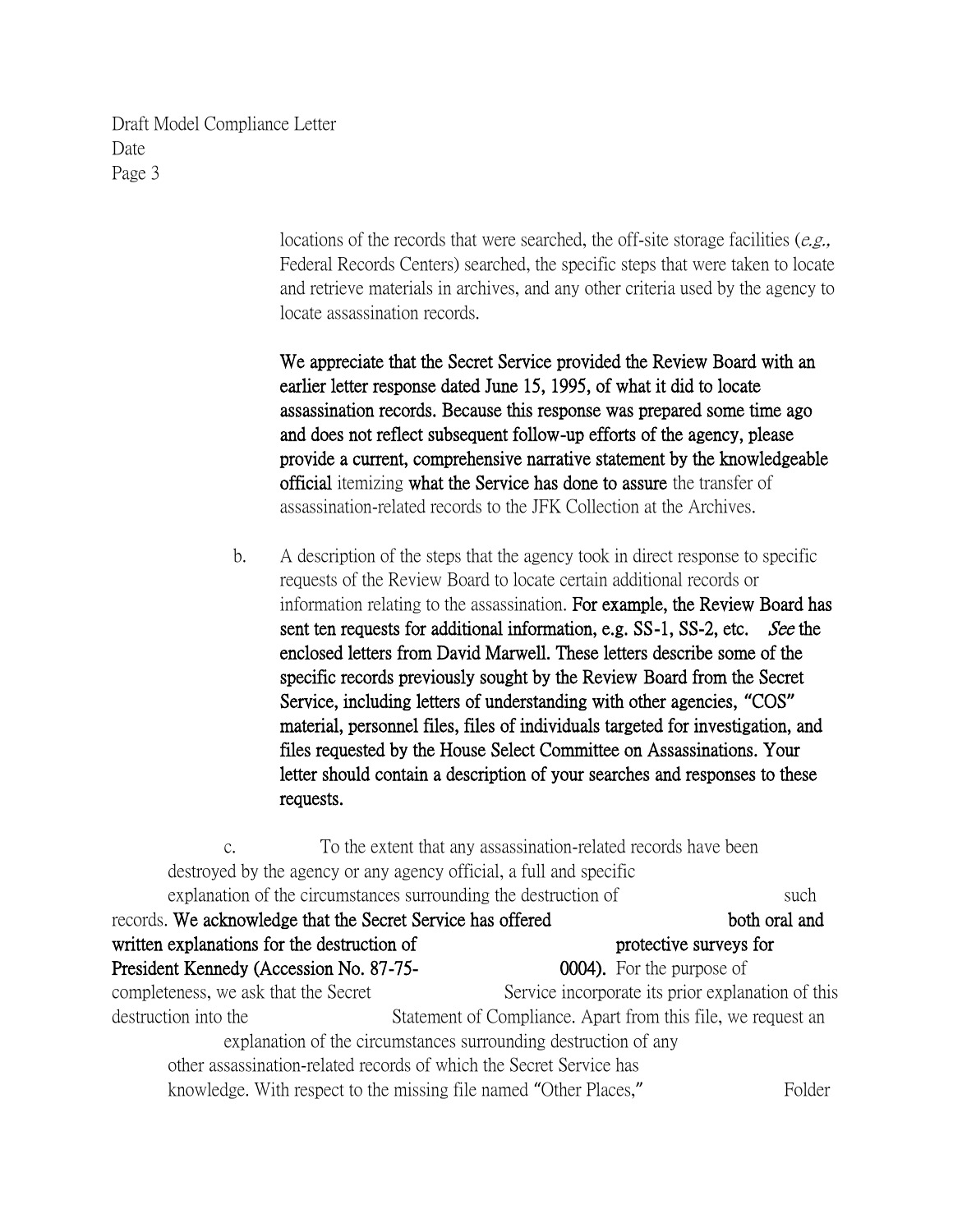locations of the records that were searched, the off-site storage facilities (*e.g.,* Federal Records Centers) searched, the specific steps that were taken to locate and retrieve materials in archives, and any other criteria used by the agency to locate assassination records.

**We appreciate that the Secret Service provided the Review Board with an earlier letter response dated June 15, 1995, of what it did to locate assassination records. Because this response was prepared some time ago and does not reflect subsequent follow-up efforts of the agency, please provide a current, comprehensive narrative statement by the knowledgeable official** itemizing **what the Service has done to assure** the transfer of assassination-related records to the JFK Collection at the Archives.

b. A description of the steps that the agency took in direct response to specific requests of the Review Board to locate certain additional records or information relating to the assassination. **For example, the Review Board has sent ten requests for additional information, e.g. SS-1, SS-2, etc.** ***See*** **the enclosed letters from David Marwell. These letters describe some of the specific records previously sought by the Review Board from the Secret Service, including letters of understanding with other agencies, "COS" material, personnel files, files of individuals targeted for investigation, and files requested by the House Select Committee on Assassinations. Your letter should contain a description of your searches and responses to these requests.**

c. To the extent that any assassination-related records have been destroyed by the agency or any agency official, a full and specific explanation of the circumstances surrounding the destruction of such records. **We acknowledge that the Secret Service has offered both oral and written explanations for the destruction of protective surveys for President Kennedy (Accession No. 87-75-0004).** For the purpose of completeness, we ask that the Secret Service incorporate its prior explanation of this destruction into the Statement of Compliance. Apart from this file, we request an explanation of the circumstances surrounding destruction of any other assassination-related records of which the Secret Service has knowledge. With respect to the missing file named "Other Places," Folder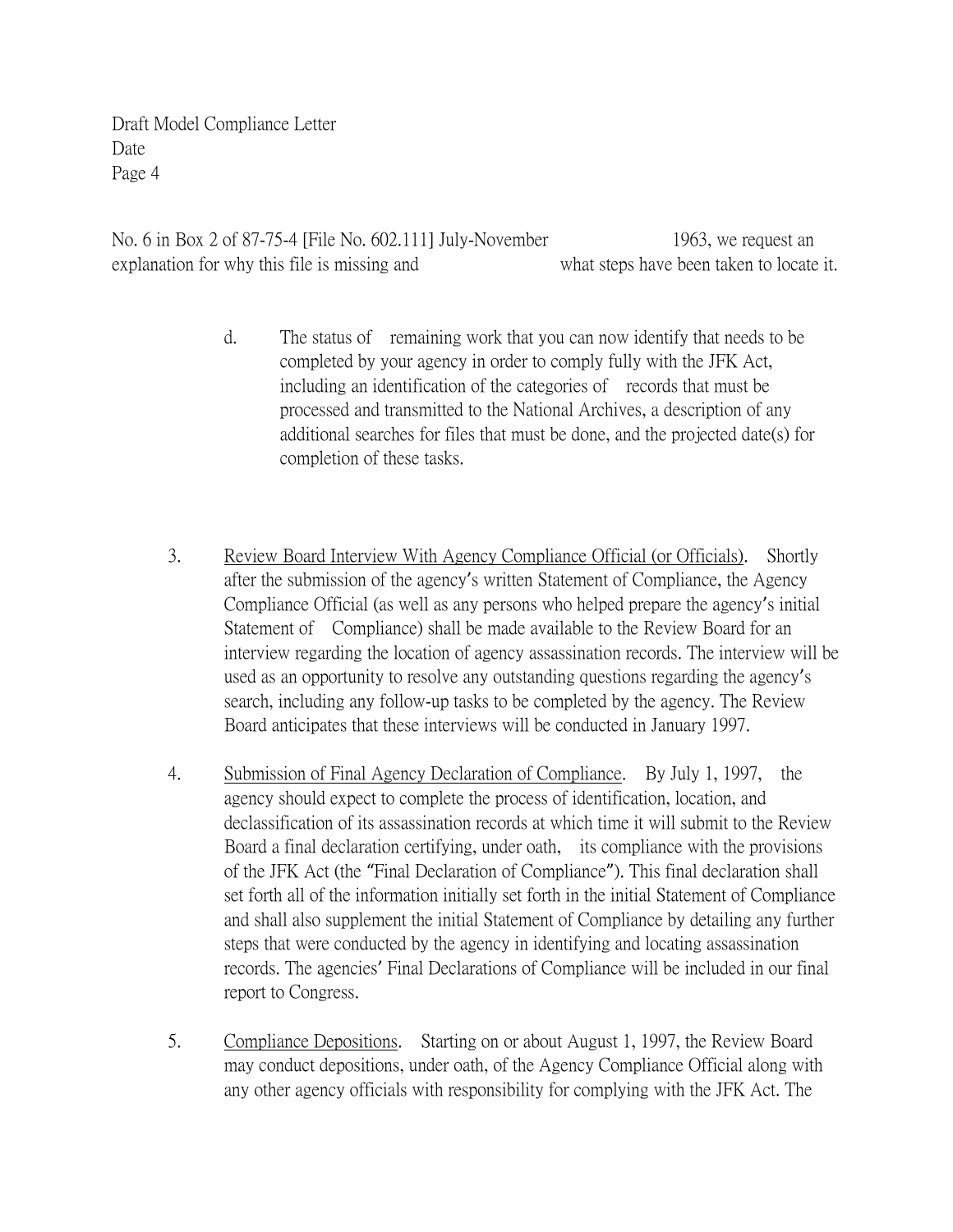No. 6 in Box 2 of 87-75-4 [File No. 602.111] July-November 1963, we request an explanation for why this file is missing and what steps have been taken to locate it.

d. The status of remaining work that you can now identify that needs to be completed by your agency in order to comply fully with the JFK Act, including an identification of the categories of records that must be processed and transmitted to the National Archives, a description of any additional searches for files that must be done, and the projected date(s) for completion of these tasks.

3. Review Board Interview With Agency Compliance Official (or Officials). Shortly after the submission of the agency's written Statement of Compliance, the Agency Compliance Official (as well as any persons who helped prepare the agency's initial Statement of Compliance) shall be made available to the Review Board for an interview regarding the location of agency assassination records. The interview will be used as an opportunity to resolve any outstanding questions regarding the agency's search, including any follow-up tasks to be completed by the agency. The Review Board anticipates that these interviews will be conducted in January 1997.

4. Submission of Final Agency Declaration of Compliance. By July 1, 1997, the agency should expect to complete the process of identification, location, and declassification of its assassination records at which time it will submit to the Review Board a final declaration certifying, under oath, its compliance with the provisions of the JFK Act (the "Final Declaration of Compliance"). This final declaration shall set forth all of the information initially set forth in the initial Statement of Compliance and shall also supplement the initial Statement of Compliance by detailing any further steps that were conducted by the agency in identifying and locating assassination records. The agencies' Final Declarations of Compliance will be included in our final report to Congress.

5. Compliance Depositions. Starting on or about August 1, 1997, the Review Board may conduct depositions, under oath, of the Agency Compliance Official along with any other agency officials with responsibility for complying with the JFK Act. The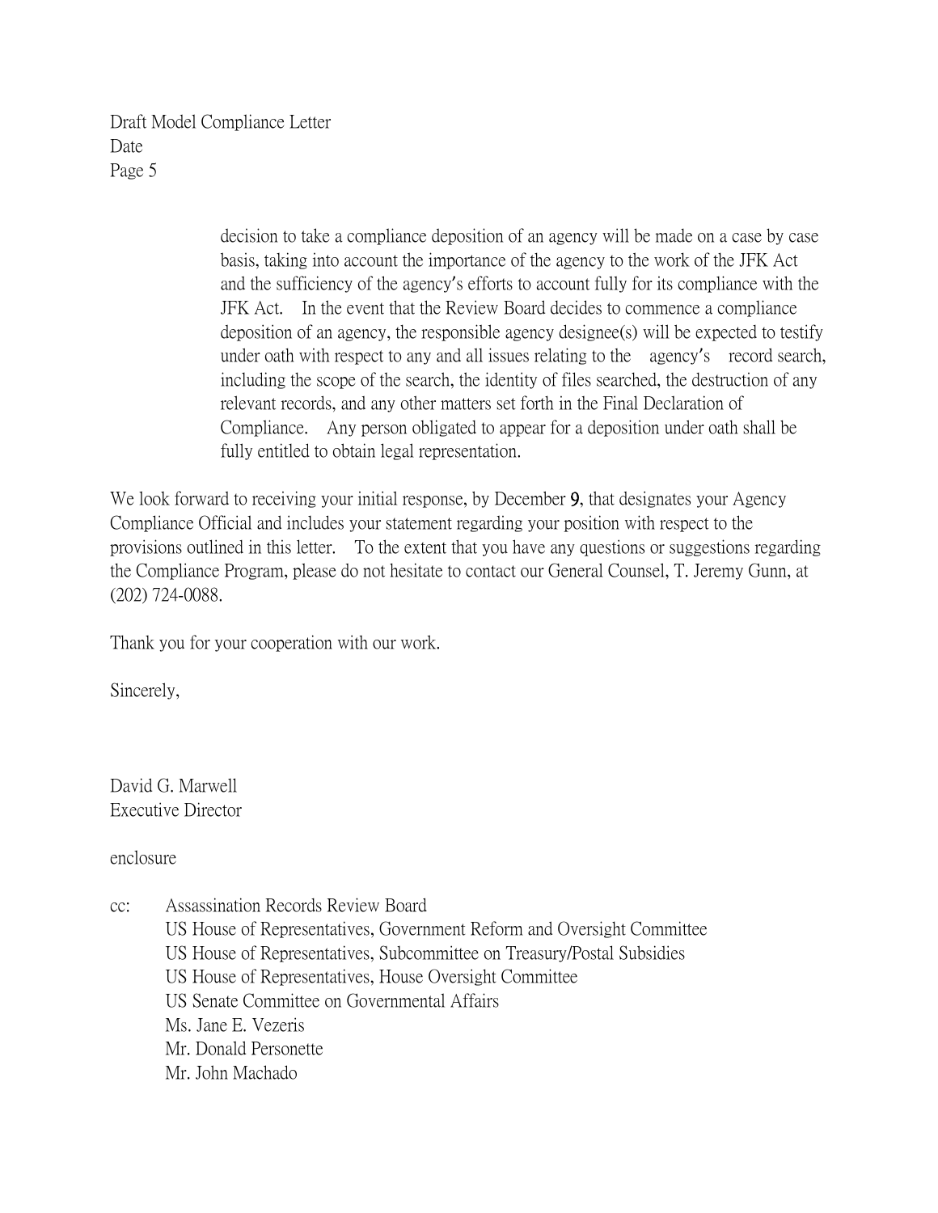decision to take a compliance deposition of an agency will be made on a case by case basis, taking into account the importance of the agency to the work of the JFK Act and the sufficiency of the agency's efforts to account fully for its compliance with the JFK Act. In the event that the Review Board decides to commence a compliance deposition of an agency, the responsible agency designee(s) will be expected to testify under oath with respect to any and all issues relating to the agency's record search, including the scope of the search, the identity of files searched, the destruction of any relevant records, and any other matters set forth in the Final Declaration of Compliance. Any person obligated to appear for a deposition under oath shall be fully entitled to obtain legal representation.

We look forward to receiving your initial response, by December 9, that designates your Agency Compliance Official and includes your statement regarding your position with respect to the provisions outlined in this letter. To the extent that you have any questions or suggestions regarding the Compliance Program, please do not hesitate to contact our General Counsel, T. Jeremy Gunn, at (202) 724-0088.

Thank you for your cooperation with our work.

Sincerely,

David G. Marwell
Executive Director

enclosure

cc: Assassination Records Review Board
US House of Representatives, Government Reform and Oversight Committee
US House of Representatives, Subcommittee on Treasury/Postal Subsidies
US House of Representatives, House Oversight Committee
US Senate Committee on Governmental Affairs
Ms. Jane E. Vezeris
Mr. Donald Personette
Mr. John Machado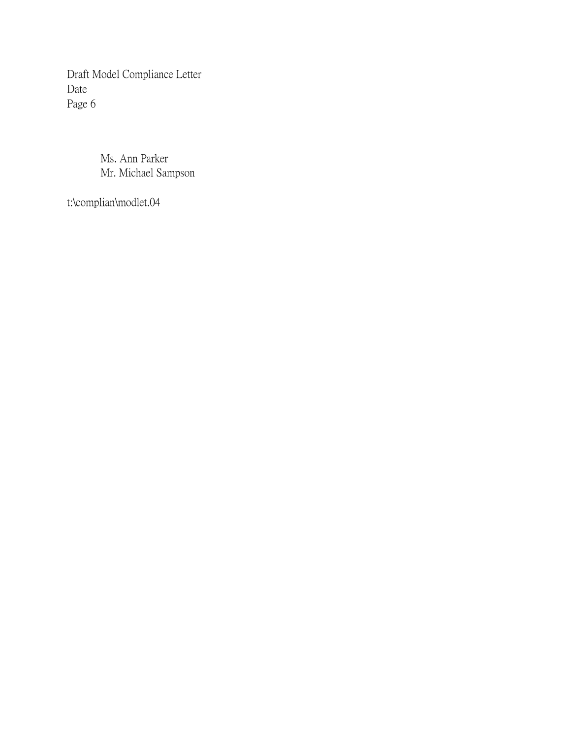Ms. Ann Parker
Mr. Michael Sampson

t:\complian\modlet.04